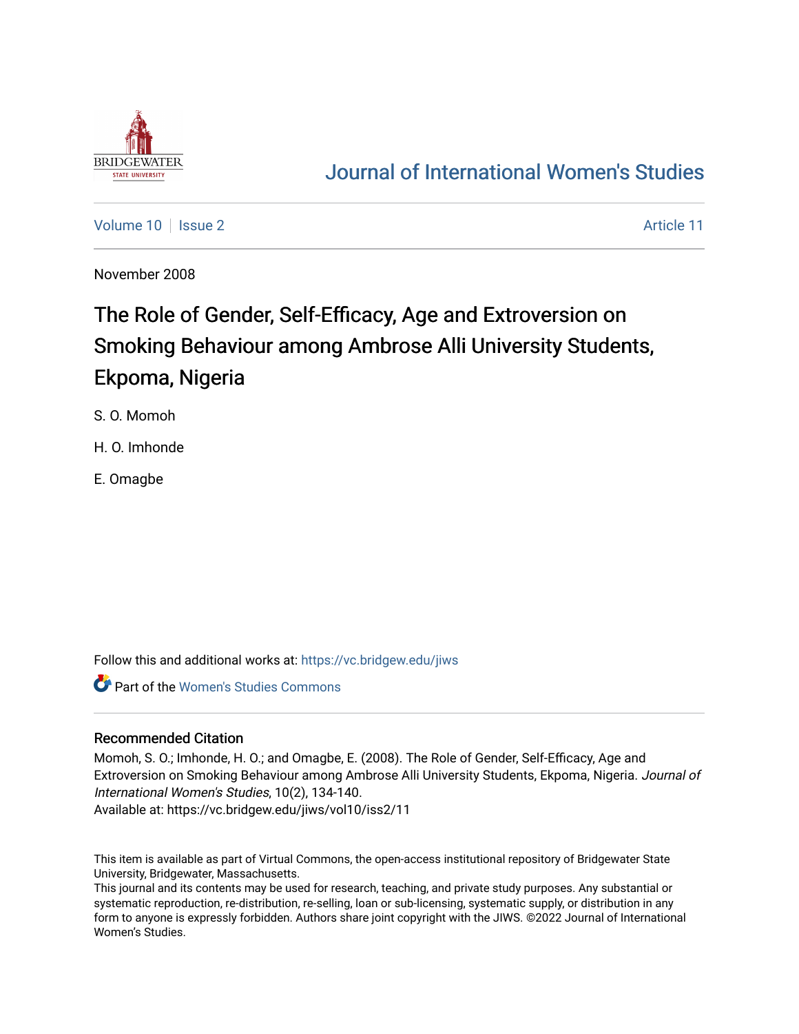# Journal of International Women's Studies

Volume 10 | Issue 2 | Article 11

November 2008

## The Role of Gender, Self-Efficacy, Age and Extroversion on Smoking Behaviour among Ambrose Alli University Students, Ekpoma, Nigeria

S. O. Momoh

H. O. Imhonde

E. Omagbe

Follow this and additional works at: https://vc.bridgew.edu/jiws

Part of the Women's Studies Commons

### Recommended Citation

Momoh, S. O.; Imhonde, H. O.; and Omagbe, E. (2008). The Role of Gender, Self-Efficacy, Age and Extroversion on Smoking Behaviour among Ambrose Alli University Students, Ekpoma, Nigeria. *Journal of International Women's Studies*, 10(2), 134-140.

Available at: https://vc.bridgew.edu/jiws/vol10/iss2/11

This item is available as part of Virtual Commons, the open-access institutional repository of Bridgewater State University, Bridgewater, Massachusetts.

This journal and its contents may be used for research, teaching, and private study purposes. Any substantial or systematic reproduction, re-distribution, re-selling, loan or sub-licensing, systematic supply, or distribution in any form to anyone is expressly forbidden. Authors share joint copyright with the JIWS. ©2022 Journal of International Women's Studies.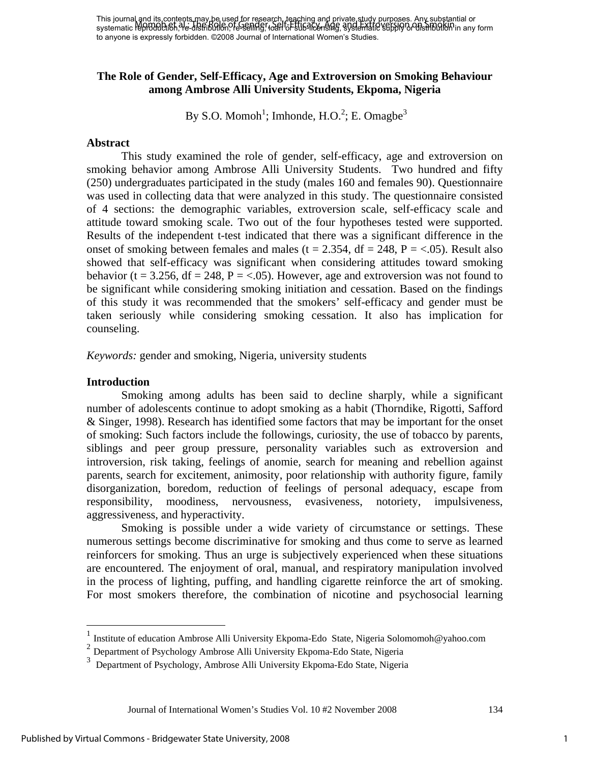# The Role of Gender, Self-Efficacy, Age and Extroversion on Smoking Behaviour among Ambrose Alli University Students, Ekpoma, Nigeria

By S.O. Momoh[1]; Imhonde, H.O.[2]; E. Omagbe[3]

## Abstract

This study examined the role of gender, self-efficacy, age and extroversion on smoking behavior among Ambrose Alli University Students. Two hundred and fifty (250) undergraduates participated in the study (males 160 and females 90). Questionnaire was used in collecting data that were analyzed in this study. The questionnaire consisted of 4 sections: the demographic variables, extroversion scale, self-efficacy scale and attitude toward smoking scale. Two out of the four hypotheses tested were supported. Results of the independent t-test indicated that there was a significant difference in the onset of smoking between females and males (t = 2.354, df = 248, P = <.05). Result also showed that self-efficacy was significant when considering attitudes toward smoking behavior (t = 3.256, df = 248, P = <.05). However, age and extroversion was not found to be significant while considering smoking initiation and cessation. Based on the findings of this study it was recommended that the smokers' self-efficacy and gender must be taken seriously while considering smoking cessation. It also has implication for counseling.

*Keywords:* gender and smoking, Nigeria, university students

## Introduction

Smoking among adults has been said to decline sharply, while a significant number of adolescents continue to adopt smoking as a habit (Thorndike, Rigotti, Safford & Singer, 1998). Research has identified some factors that may be important for the onset of smoking: Such factors include the followings, curiosity, the use of tobacco by parents, siblings and peer group pressure, personality variables such as extroversion and introversion, risk taking, feelings of anomie, search for meaning and rebellion against parents, search for excitement, animosity, poor relationship with authority figure, family disorganization, boredom, reduction of feelings of personal adequacy, escape from responsibility, moodiness, nervousness, evasiveness, notoriety, impulsiveness, aggressiveness, and hyperactivity.

Smoking is possible under a wide variety of circumstance or settings. These numerous settings become discriminative for smoking and thus come to serve as learned reinforcers for smoking. Thus an urge is subjectively experienced when these situations are encountered. The enjoyment of oral, manual, and respiratory manipulation involved in the process of lighting, puffing, and handling cigarette reinforce the art of smoking. For most smokers therefore, the combination of nicotine and psychosocial learning

---

[1] Institute of education Ambrose Alli University Ekpoma-Edo State, Nigeria Solomomoh@yahoo.com
[2] Department of Psychology Ambrose Alli University Ekpoma-Edo State, Nigeria
[3] Department of Psychology, Ambrose Alli University Ekpoma-Edo State, Nigeria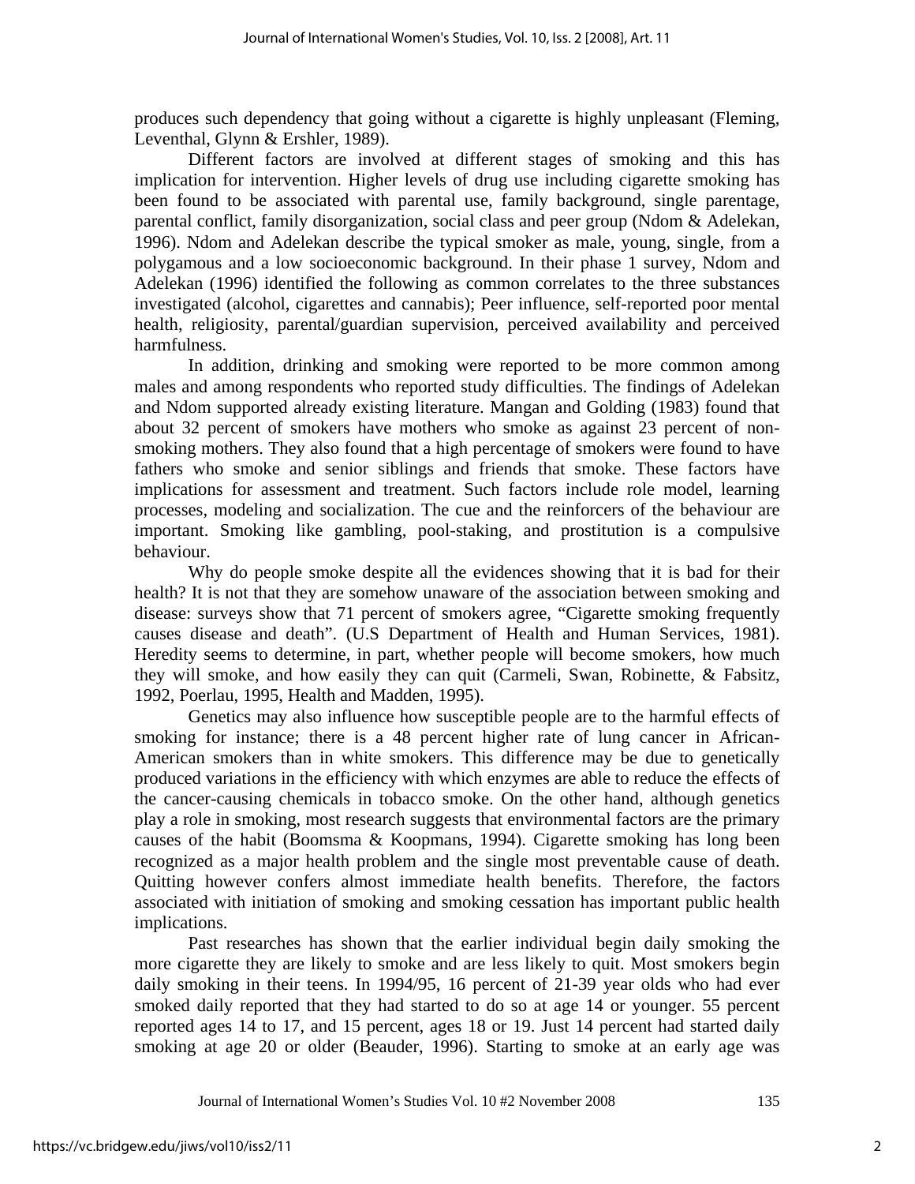produces such dependency that going without a cigarette is highly unpleasant (Fleming, Leventhal, Glynn & Ershler, 1989).

Different factors are involved at different stages of smoking and this has implication for intervention. Higher levels of drug use including cigarette smoking has been found to be associated with parental use, family background, single parentage, parental conflict, family disorganization, social class and peer group (Ndom & Adelekan, 1996). Ndom and Adelekan describe the typical smoker as male, young, single, from a polygamous and a low socioeconomic background. In their phase 1 survey, Ndom and Adelekan (1996) identified the following as common correlates to the three substances investigated (alcohol, cigarettes and cannabis); Peer influence, self-reported poor mental health, religiosity, parental/guardian supervision, perceived availability and perceived harmfulness.

In addition, drinking and smoking were reported to be more common among males and among respondents who reported study difficulties. The findings of Adelekan and Ndom supported already existing literature. Mangan and Golding (1983) found that about 32 percent of smokers have mothers who smoke as against 23 percent of non-smoking mothers. They also found that a high percentage of smokers were found to have fathers who smoke and senior siblings and friends that smoke. These factors have implications for assessment and treatment. Such factors include role model, learning processes, modeling and socialization. The cue and the reinforcers of the behaviour are important. Smoking like gambling, pool-staking, and prostitution is a compulsive behaviour.

Why do people smoke despite all the evidences showing that it is bad for their health? It is not that they are somehow unaware of the association between smoking and disease: surveys show that 71 percent of smokers agree, "Cigarette smoking frequently causes disease and death". (U.S Department of Health and Human Services, 1981). Heredity seems to determine, in part, whether people will become smokers, how much they will smoke, and how easily they can quit (Carmeli, Swan, Robinette, & Fabsitz, 1992, Poerlau, 1995, Health and Madden, 1995).

Genetics may also influence how susceptible people are to the harmful effects of smoking for instance; there is a 48 percent higher rate of lung cancer in African-American smokers than in white smokers. This difference may be due to genetically produced variations in the efficiency with which enzymes are able to reduce the effects of the cancer-causing chemicals in tobacco smoke. On the other hand, although genetics play a role in smoking, most research suggests that environmental factors are the primary causes of the habit (Boomsma & Koopmans, 1994). Cigarette smoking has long been recognized as a major health problem and the single most preventable cause of death. Quitting however confers almost immediate health benefits. Therefore, the factors associated with initiation of smoking and smoking cessation has important public health implications.

Past researches has shown that the earlier individual begin daily smoking the more cigarette they are likely to smoke and are less likely to quit. Most smokers begin daily smoking in their teens. In 1994/95, 16 percent of 21-39 year olds who had ever smoked daily reported that they had started to do so at age 14 or younger. 55 percent reported ages 14 to 17, and 15 percent, ages 18 or 19. Just 14 percent had started daily smoking at age 20 or older (Beauder, 1996). Starting to smoke at an early age was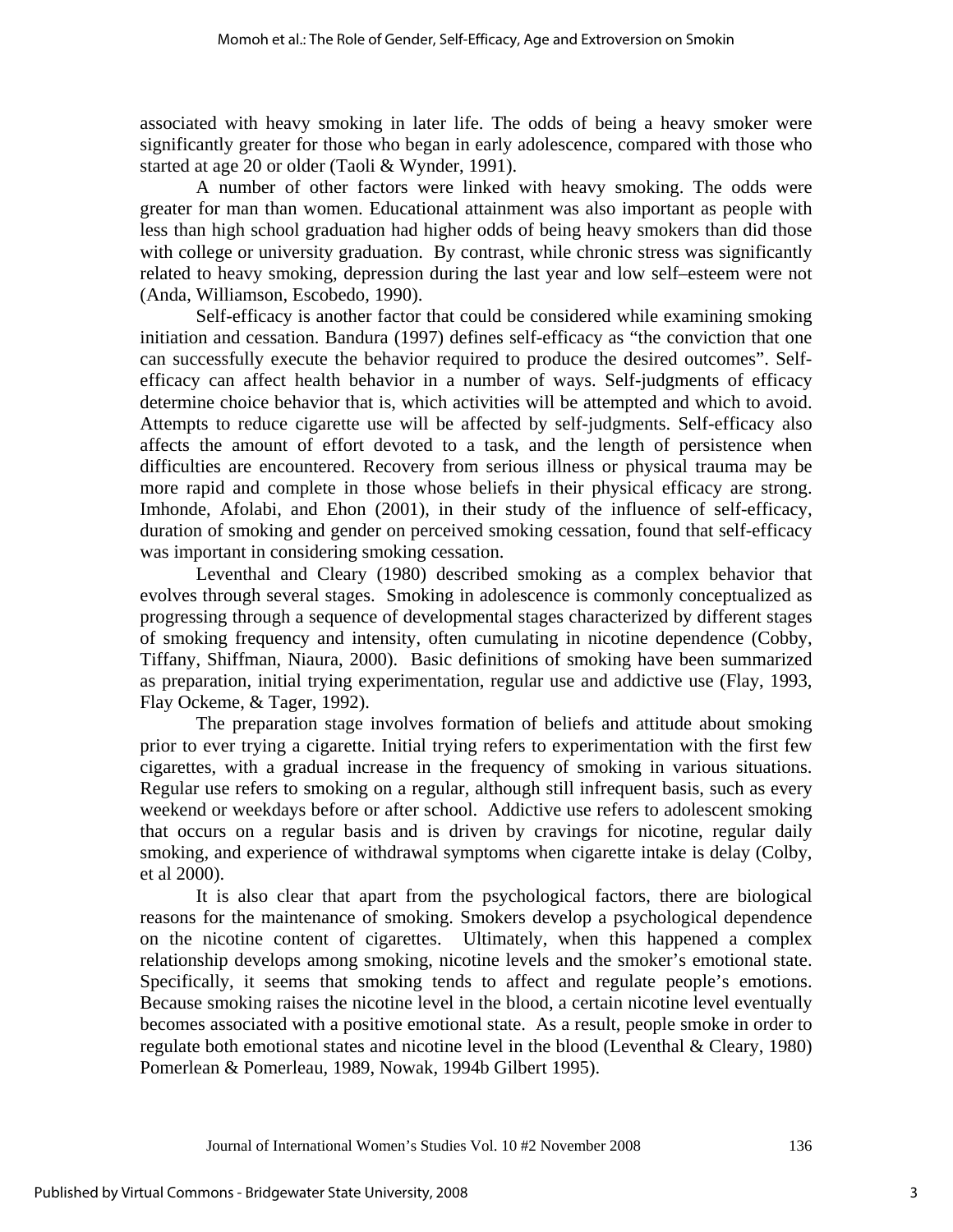associated with heavy smoking in later life. The odds of being a heavy smoker were significantly greater for those who began in early adolescence, compared with those who started at age 20 or older (Taoli & Wynder, 1991).

A number of other factors were linked with heavy smoking. The odds were greater for man than women. Educational attainment was also important as people with less than high school graduation had higher odds of being heavy smokers than did those with college or university graduation. By contrast, while chronic stress was significantly related to heavy smoking, depression during the last year and low self–esteem were not (Anda, Williamson, Escobedo, 1990).

Self-efficacy is another factor that could be considered while examining smoking initiation and cessation. Bandura (1997) defines self-efficacy as "the conviction that one can successfully execute the behavior required to produce the desired outcomes". Self-efficacy can affect health behavior in a number of ways. Self-judgments of efficacy determine choice behavior that is, which activities will be attempted and which to avoid. Attempts to reduce cigarette use will be affected by self-judgments. Self-efficacy also affects the amount of effort devoted to a task, and the length of persistence when difficulties are encountered. Recovery from serious illness or physical trauma may be more rapid and complete in those whose beliefs in their physical efficacy are strong. Imhonde, Afolabi, and Ehon (2001), in their study of the influence of self-efficacy, duration of smoking and gender on perceived smoking cessation, found that self-efficacy was important in considering smoking cessation.

Leventhal and Cleary (1980) described smoking as a complex behavior that evolves through several stages. Smoking in adolescence is commonly conceptualized as progressing through a sequence of developmental stages characterized by different stages of smoking frequency and intensity, often cumulating in nicotine dependence (Cobby, Tiffany, Shiffman, Niaura, 2000). Basic definitions of smoking have been summarized as preparation, initial trying experimentation, regular use and addictive use (Flay, 1993, Flay Ockeme, & Tager, 1992).

The preparation stage involves formation of beliefs and attitude about smoking prior to ever trying a cigarette. Initial trying refers to experimentation with the first few cigarettes, with a gradual increase in the frequency of smoking in various situations. Regular use refers to smoking on a regular, although still infrequent basis, such as every weekend or weekdays before or after school. Addictive use refers to adolescent smoking that occurs on a regular basis and is driven by cravings for nicotine, regular daily smoking, and experience of withdrawal symptoms when cigarette intake is delay (Colby, et al 2000).

It is also clear that apart from the psychological factors, there are biological reasons for the maintenance of smoking. Smokers develop a psychological dependence on the nicotine content of cigarettes. Ultimately, when this happened a complex relationship develops among smoking, nicotine levels and the smoker's emotional state. Specifically, it seems that smoking tends to affect and regulate people's emotions. Because smoking raises the nicotine level in the blood, a certain nicotine level eventually becomes associated with a positive emotional state. As a result, people smoke in order to regulate both emotional states and nicotine level in the blood (Leventhal & Cleary, 1980) Pomerlean & Pomerleau, 1989, Nowak, 1994b Gilbert 1995).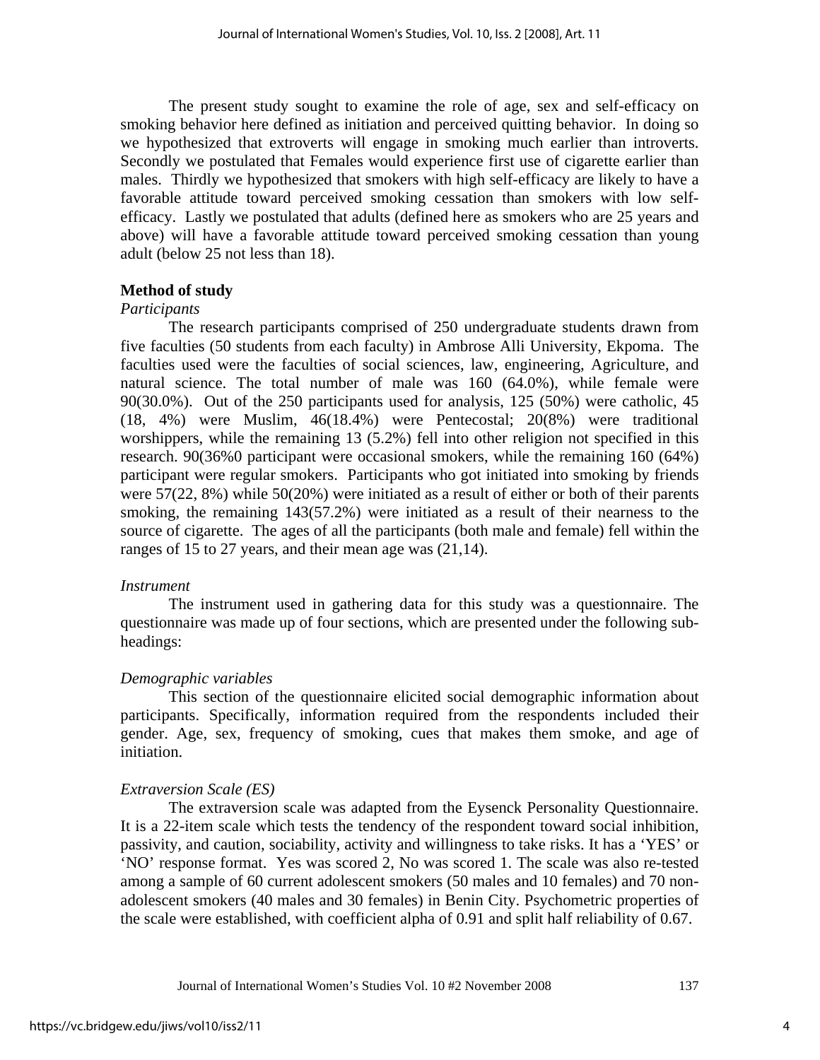The present study sought to examine the role of age, sex and self-efficacy on smoking behavior here defined as initiation and perceived quitting behavior. In doing so we hypothesized that extroverts will engage in smoking much earlier than introverts. Secondly we postulated that Females would experience first use of cigarette earlier than males. Thirdly we hypothesized that smokers with high self-efficacy are likely to have a favorable attitude toward perceived smoking cessation than smokers with low self-efficacy. Lastly we postulated that adults (defined here as smokers who are 25 years and above) will have a favorable attitude toward perceived smoking cessation than young adult (below 25 not less than 18).

## Method of study

### *Participants*

The research participants comprised of 250 undergraduate students drawn from five faculties (50 students from each faculty) in Ambrose Alli University, Ekpoma. The faculties used were the faculties of social sciences, law, engineering, Agriculture, and natural science. The total number of male was 160 (64.0%), while female were 90(30.0%). Out of the 250 participants used for analysis, 125 (50%) were catholic, 45 (18, 4%) were Muslim, 46(18.4%) were Pentecostal; 20(8%) were traditional worshippers, while the remaining 13 (5.2%) fell into other religion not specified in this research. 90(36%0 participant were occasional smokers, while the remaining 160 (64%) participant were regular smokers. Participants who got initiated into smoking by friends were 57(22, 8%) while 50(20%) were initiated as a result of either or both of their parents smoking, the remaining 143(57.2%) were initiated as a result of their nearness to the source of cigarette. The ages of all the participants (both male and female) fell within the ranges of 15 to 27 years, and their mean age was (21,14).

### *Instrument*

The instrument used in gathering data for this study was a questionnaire. The questionnaire was made up of four sections, which are presented under the following sub-headings:

### *Demographic variables*

This section of the questionnaire elicited social demographic information about participants. Specifically, information required from the respondents included their gender. Age, sex, frequency of smoking, cues that makes them smoke, and age of initiation.

### *Extraversion Scale (ES)*

The extraversion scale was adapted from the Eysenck Personality Questionnaire. It is a 22-item scale which tests the tendency of the respondent toward social inhibition, passivity, and caution, sociability, activity and willingness to take risks. It has a 'YES' or 'NO' response format. Yes was scored 2, No was scored 1. The scale was also re-tested among a sample of 60 current adolescent smokers (50 males and 10 females) and 70 non-adolescent smokers (40 males and 30 females) in Benin City. Psychometric properties of the scale were established, with coefficient alpha of 0.91 and split half reliability of 0.67.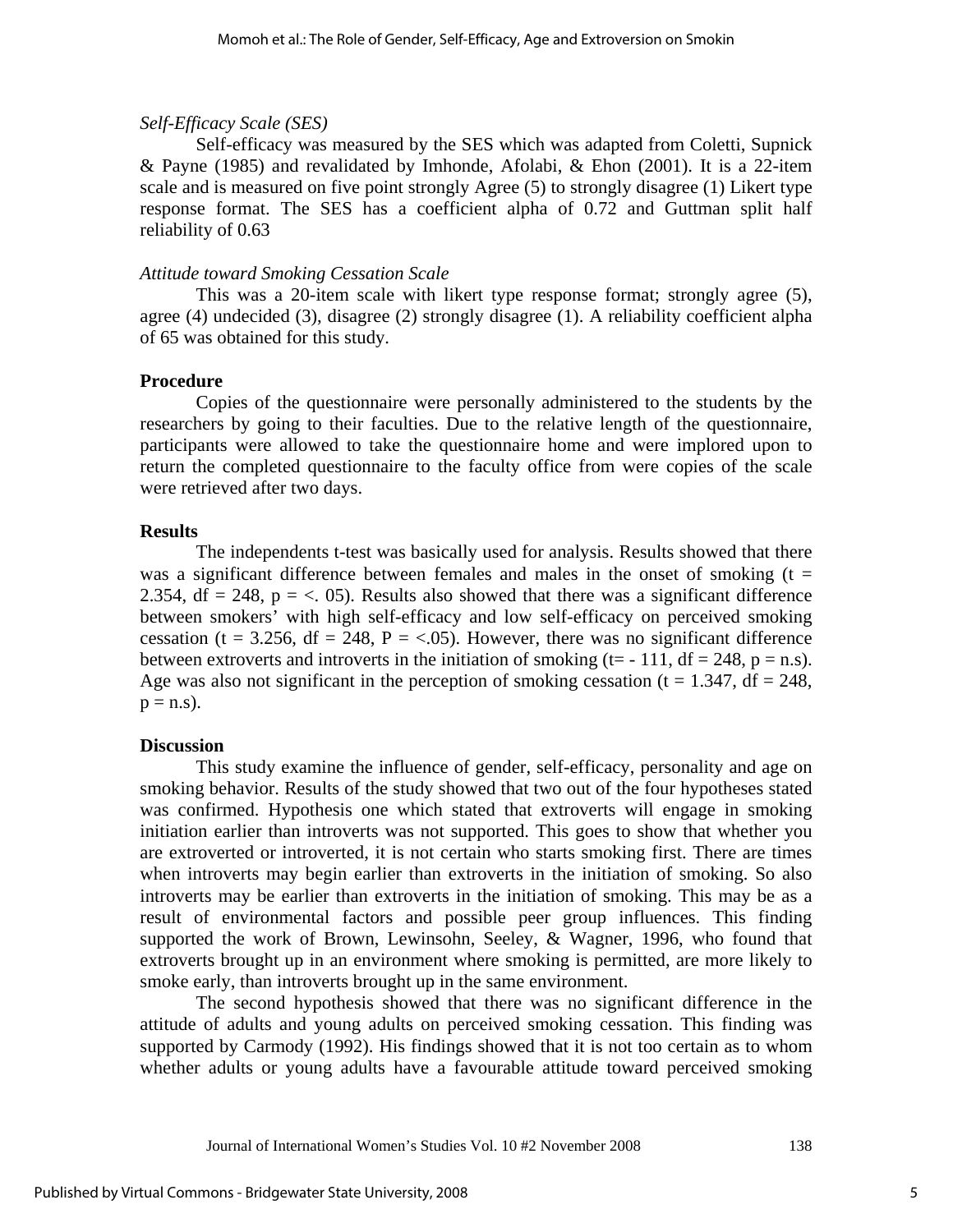*Self-Efficacy Scale (SES)*

Self-efficacy was measured by the SES which was adapted from Coletti, Supnick & Payne (1985) and revalidated by Imhonde, Afolabi, & Ehon (2001). It is a 22-item scale and is measured on five point strongly Agree (5) to strongly disagree (1) Likert type response format. The SES has a coefficient alpha of 0.72 and Guttman split half reliability of 0.63

*Attitude toward Smoking Cessation Scale*

This was a 20-item scale with likert type response format; strongly agree (5), agree (4) undecided (3), disagree (2) strongly disagree (1). A reliability coefficient alpha of 65 was obtained for this study.

**Procedure**

Copies of the questionnaire were personally administered to the students by the researchers by going to their faculties. Due to the relative length of the questionnaire, participants were allowed to take the questionnaire home and were implored upon to return the completed questionnaire to the faculty office from were copies of the scale were retrieved after two days.

**Results**

The independents t-test was basically used for analysis. Results showed that there was a significant difference between females and males in the onset of smoking ($t = 2.354$, $df = 248$, $p = <. 05$). Results also showed that there was a significant difference between smokers' with high self-efficacy and low self-efficacy on perceived smoking cessation ($t = 3.256$, $df = 248$, $P = <.05$). However, there was no significant difference between extroverts and introverts in the initiation of smoking ($t= - 111$, $df = 248$, $p =$ n.s). Age was also not significant in the perception of smoking cessation ($t = 1.347$, $df = 248$, $p =$ n.s).

**Discussion**

This study examine the influence of gender, self-efficacy, personality and age on smoking behavior. Results of the study showed that two out of the four hypotheses stated was confirmed. Hypothesis one which stated that extroverts will engage in smoking initiation earlier than introverts was not supported. This goes to show that whether you are extroverted or introverted, it is not certain who starts smoking first. There are times when introverts may begin earlier than extroverts in the initiation of smoking. So also introverts may be earlier than extroverts in the initiation of smoking. This may be as a result of environmental factors and possible peer group influences. This finding supported the work of Brown, Lewinsohn, Seeley, & Wagner, 1996, who found that extroverts brought up in an environment where smoking is permitted, are more likely to smoke early, than introverts brought up in the same environment.

The second hypothesis showed that there was no significant difference in the attitude of adults and young adults on perceived smoking cessation. This finding was supported by Carmody (1992). His findings showed that it is not too certain as to whom whether adults or young adults have a favourable attitude toward perceived smoking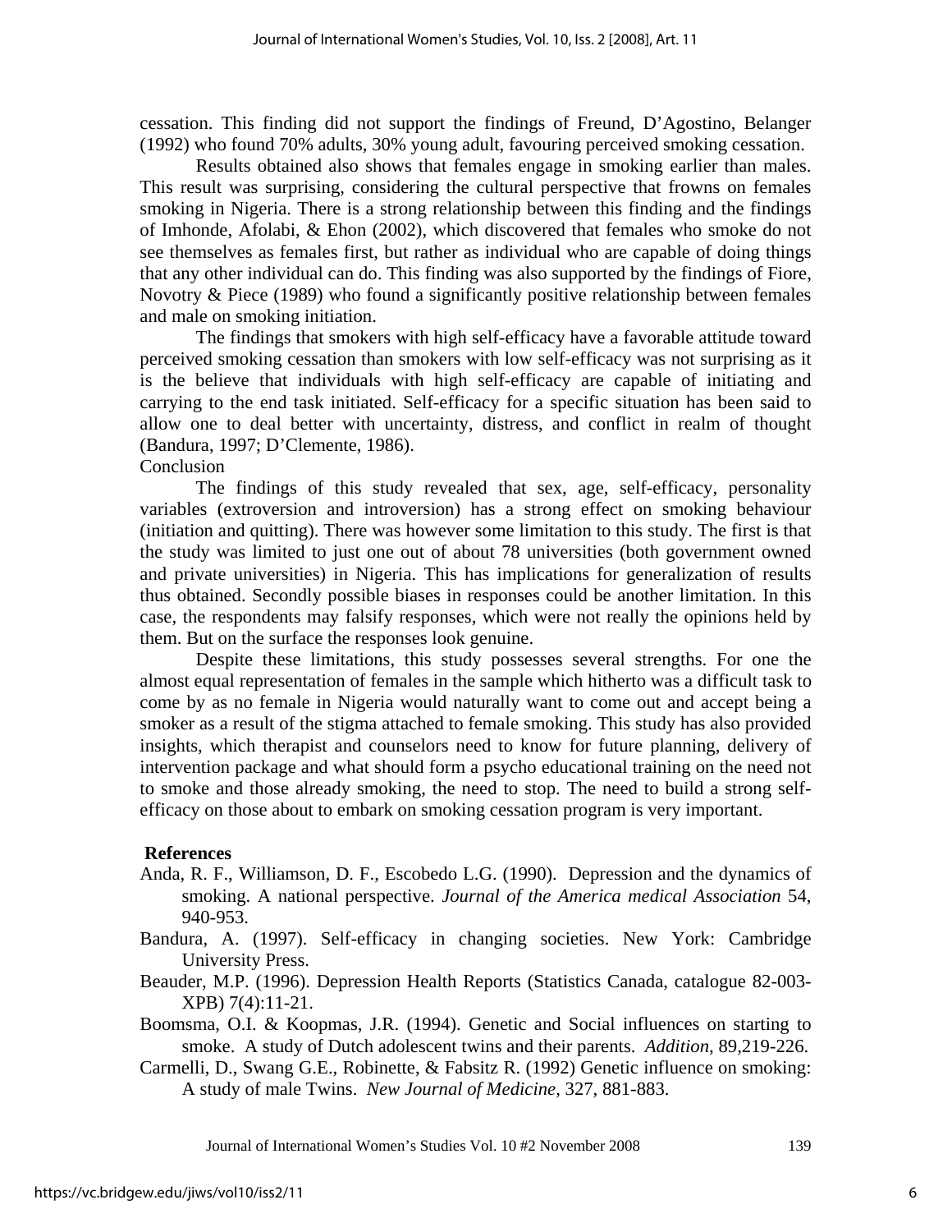cessation. This finding did not support the findings of Freund, D'Agostino, Belanger (1992) who found 70% adults, 30% young adult, favouring perceived smoking cessation.

Results obtained also shows that females engage in smoking earlier than males. This result was surprising, considering the cultural perspective that frowns on females smoking in Nigeria. There is a strong relationship between this finding and the findings of Imhonde, Afolabi, & Ehon (2002), which discovered that females who smoke do not see themselves as females first, but rather as individual who are capable of doing things that any other individual can do. This finding was also supported by the findings of Fiore, Novotry & Piece (1989) who found a significantly positive relationship between females and male on smoking initiation.

The findings that smokers with high self-efficacy have a favorable attitude toward perceived smoking cessation than smokers with low self-efficacy was not surprising as it is the believe that individuals with high self-efficacy are capable of initiating and carrying to the end task initiated. Self-efficacy for a specific situation has been said to allow one to deal better with uncertainty, distress, and conflict in realm of thought (Bandura, 1997; D'Clemente, 1986).

## Conclusion

The findings of this study revealed that sex, age, self-efficacy, personality variables (extroversion and introversion) has a strong effect on smoking behaviour (initiation and quitting). There was however some limitation to this study. The first is that the study was limited to just one out of about 78 universities (both government owned and private universities) in Nigeria. This has implications for generalization of results thus obtained. Secondly possible biases in responses could be another limitation. In this case, the respondents may falsify responses, which were not really the opinions held by them. But on the surface the responses look genuine.

Despite these limitations, this study possesses several strengths. For one the almost equal representation of females in the sample which hitherto was a difficult task to come by as no female in Nigeria would naturally want to come out and accept being a smoker as a result of the stigma attached to female smoking. This study has also provided insights, which therapist and counselors need to know for future planning, delivery of intervention package and what should form a psycho educational training on the need not to smoke and those already smoking, the need to stop. The need to build a strong self-efficacy on those about to embark on smoking cessation program is very important.

## References

Anda, R. F., Williamson, D. F., Escobedo L.G. (1990). Depression and the dynamics of smoking. A national perspective. *Journal of the America medical Association* 54, 940-953.

Bandura, A. (1997). Self-efficacy in changing societies. New York: Cambridge University Press.

Beauder, M.P. (1996). Depression Health Reports (Statistics Canada, catalogue 82-003-XPB) 7(4):11-21.

Boomsma, O.I. & Koopmas, J.R. (1994). Genetic and Social influences on starting to smoke. A study of Dutch adolescent twins and their parents. *Addition*, 89,219-226.

Carmelli, D., Swang G.E., Robinette, & Fabsitz R. (1992) Genetic influence on smoking: A study of male Twins. *New Journal of Medicine*, 327, 881-883.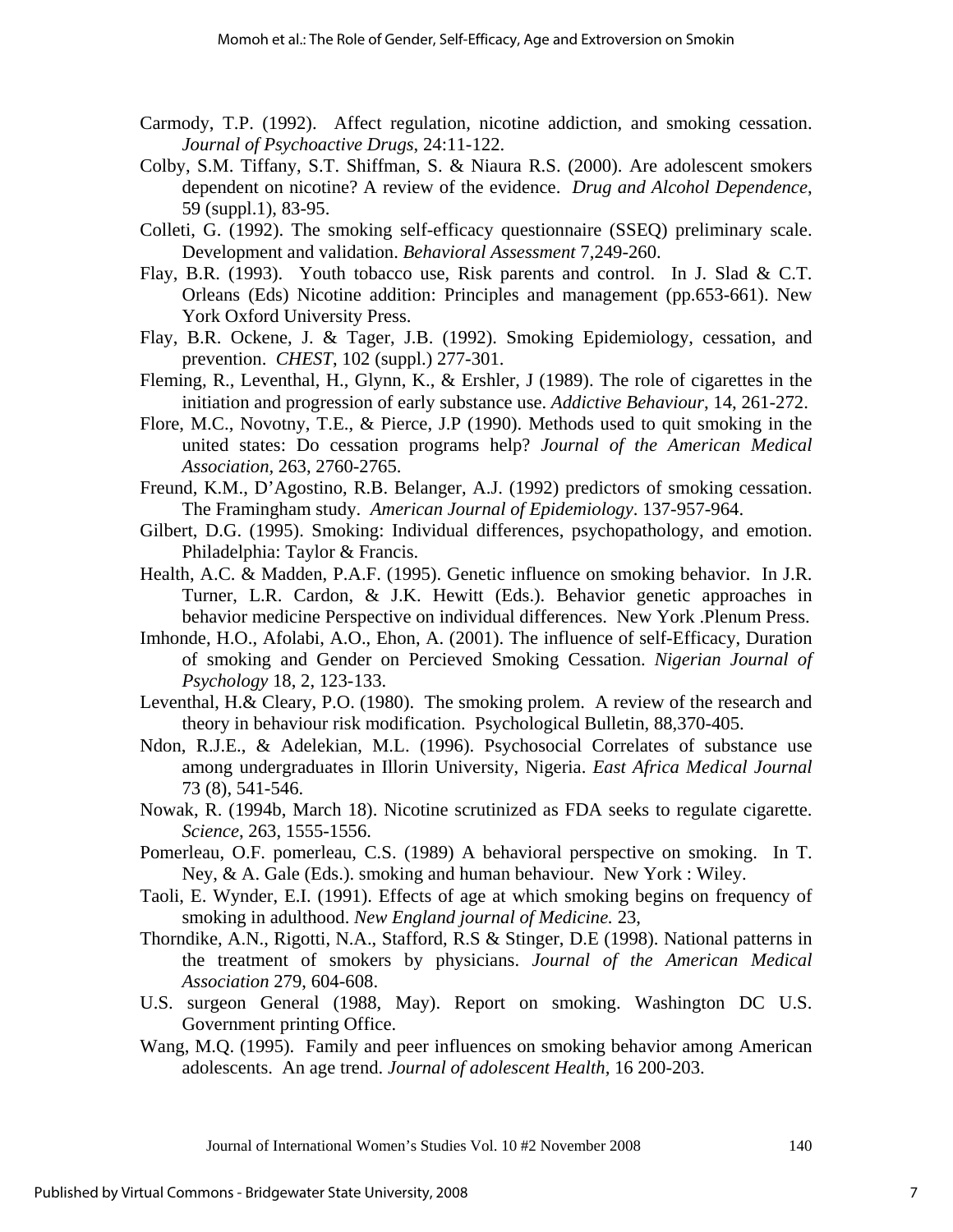Carmody, T.P. (1992). Affect regulation, nicotine addiction, and smoking cessation. *Journal of Psychoactive Drugs*, 24:11-122.

Colby, S.M. Tiffany, S.T. Shiffman, S. & Niaura R.S. (2000). Are adolescent smokers dependent on nicotine? A review of the evidence. *Drug and Alcohol Dependence*, 59 (suppl.1), 83-95.

Colleti, G. (1992). The smoking self-efficacy questionnaire (SSEQ) preliminary scale. Development and validation. *Behavioral Assessment* 7,249-260.

Flay, B.R. (1993). Youth tobacco use, Risk parents and control. In J. Slad & C.T. Orleans (Eds) Nicotine addition: Principles and management (pp.653-661). New York Oxford University Press.

Flay, B.R. Ockene, J. & Tager, J.B. (1992). Smoking Epidemiology, cessation, and prevention. *CHEST*, 102 (suppl.) 277-301.

Fleming, R., Leventhal, H., Glynn, K., & Ershler, J (1989). The role of cigarettes in the initiation and progression of early substance use. *Addictive Behaviour*, 14, 261-272.

Flore, M.C., Novotny, T.E., & Pierce, J.P (1990). Methods used to quit smoking in the united states: Do cessation programs help? *Journal of the American Medical Association*, 263, 2760-2765.

Freund, K.M., D'Agostino, R.B. Belanger, A.J. (1992) predictors of smoking cessation. The Framingham study. *American Journal of Epidemiology*. 137-957-964.

Gilbert, D.G. (1995). Smoking: Individual differences, psychopathology, and emotion. Philadelphia: Taylor & Francis.

Health, A.C. & Madden, P.A.F. (1995). Genetic influence on smoking behavior. In J.R. Turner, L.R. Cardon, & J.K. Hewitt (Eds.). Behavior genetic approaches in behavior medicine Perspective on individual differences. New York .Plenum Press.

Imhonde, H.O., Afolabi, A.O., Ehon, A. (2001). The influence of self-Efficacy, Duration of smoking and Gender on Percieved Smoking Cessation. *Nigerian Journal of Psychology* 18, 2, 123-133.

Leventhal, H.& Cleary, P.O. (1980). The smoking prolem. A review of the research and theory in behaviour risk modification. Psychological Bulletin, 88,370-405.

Ndon, R.J.E., & Adelekian, M.L. (1996). Psychosocial Correlates of substance use among undergraduates in Illorin University, Nigeria. *East Africa Medical Journal* 73 (8), 541-546.

Nowak, R. (1994b, March 18). Nicotine scrutinized as FDA seeks to regulate cigarette. *Science*, 263, 1555-1556.

Pomerleau, O.F. pomerleau, C.S. (1989) A behavioral perspective on smoking. In T. Ney, & A. Gale (Eds.). smoking and human behaviour. New York : Wiley.

Taoli, E. Wynder, E.I. (1991). Effects of age at which smoking begins on frequency of smoking in adulthood. *New England journal of Medicine.* 23,

Thorndike, A.N., Rigotti, N.A., Stafford, R.S & Stinger, D.E (1998). National patterns in the treatment of smokers by physicians. *Journal of the American Medical Association* 279, 604-608.

U.S. surgeon General (1988, May). Report on smoking. Washington DC U.S. Government printing Office.

Wang, M.Q. (1995). Family and peer influences on smoking behavior among American adolescents. An age trend. *Journal of adolescent Health*, 16 200-203.